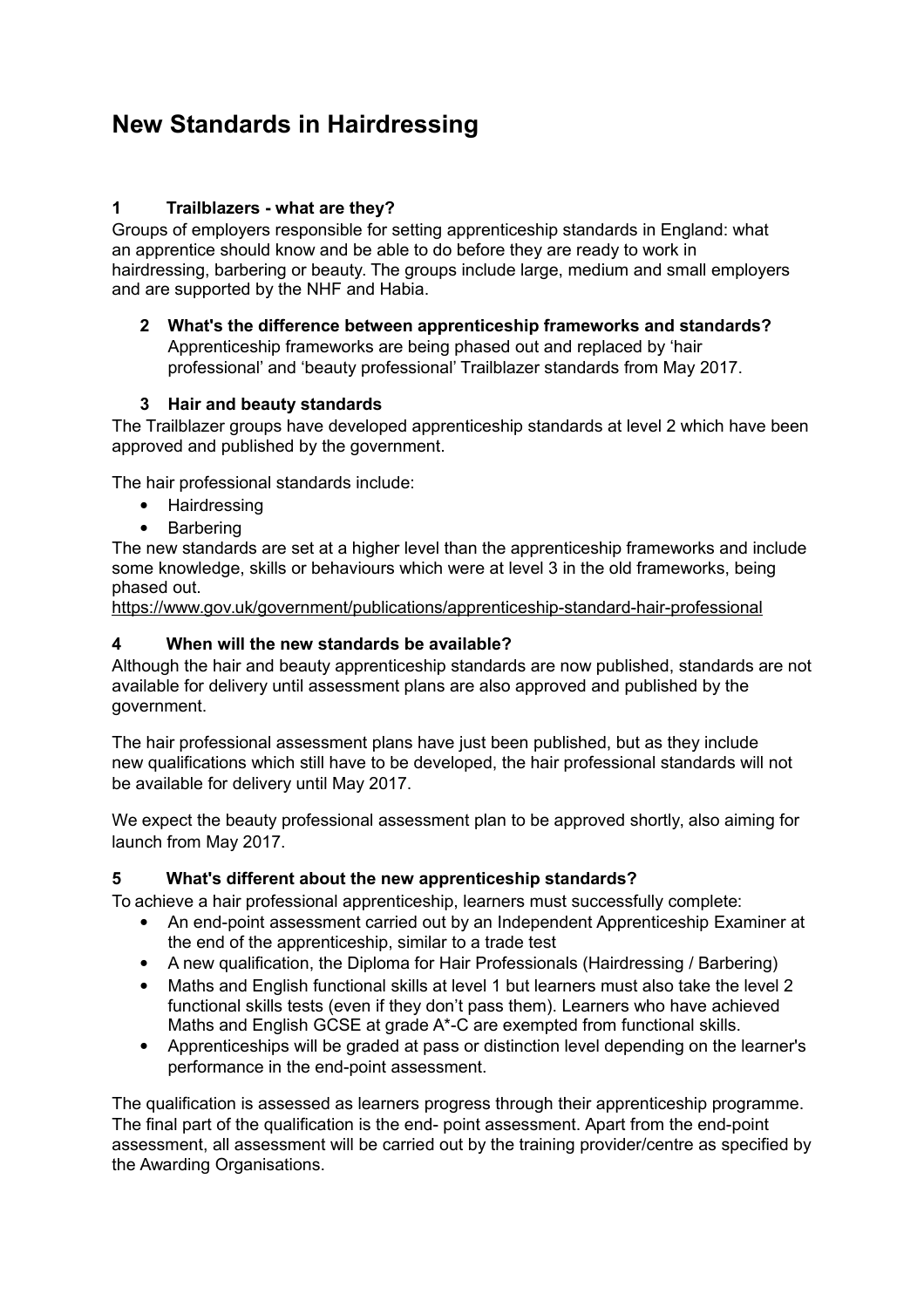# New Standards in Hairdressing

## 1 Trailblazers - what are they?

Groups of employers responsible for setting apprenticeship standards in England: what an apprentice should know and be able to do before they are ready to work in hairdressing, barbering or beauty. The groups include large, medium and small employers and are supported by the NHF and Habia.

## 2 What's the difference between apprenticeship frameworks and standards?

Apprenticeship frameworks are being phased out and replaced by 'hair professional' and 'beauty professional' Trailblazer standards from May 2017.

## 3 Hair and beauty standards

The Trailblazer groups have developed apprenticeship standards at level 2 which have been approved and published by the government.

The hair professional standards include:

- Hairdressing
- Barbering

The new standards are set at a higher level than the apprenticeship frameworks and include some knowledge, skills or behaviours which were at level 3 in the old frameworks, being phased out.

https://www.gov.uk/government/publications/apprenticeship-standard-hair-professional

## 4 When will the new standards be available?

Although the hair and beauty apprenticeship standards are now published, standards are not available for delivery until assessment plans are also approved and published by the government.

The hair professional assessment plans have just been published, but as they include new qualifications which still have to be developed, the hair professional standards will not be available for delivery until May 2017.

We expect the beauty professional assessment plan to be approved shortly, also aiming for launch from May 2017.

## 5 What's different about the new apprenticeship standards?

To achieve a hair professional apprenticeship, learners must successfully complete:

- An end-point assessment carried out by an Independent Apprenticeship Examiner at the end of the apprenticeship, similar to a trade test
- A new qualification, the Diploma for Hair Professionals (Hairdressing / Barbering)
- Maths and English functional skills at level 1 but learners must also take the level 2 functional skills tests (even if they don't pass them). Learners who have achieved Maths and English GCSE at grade A*-C are exempted from functional skills.
- Apprenticeships will be graded at pass or distinction level depending on the learner's performance in the end-point assessment.

The qualification is assessed as learners progress through their apprenticeship programme. The final part of the qualification is the end- point assessment. Apart from the end-point assessment, all assessment will be carried out by the training provider/centre as specified by the Awarding Organisations.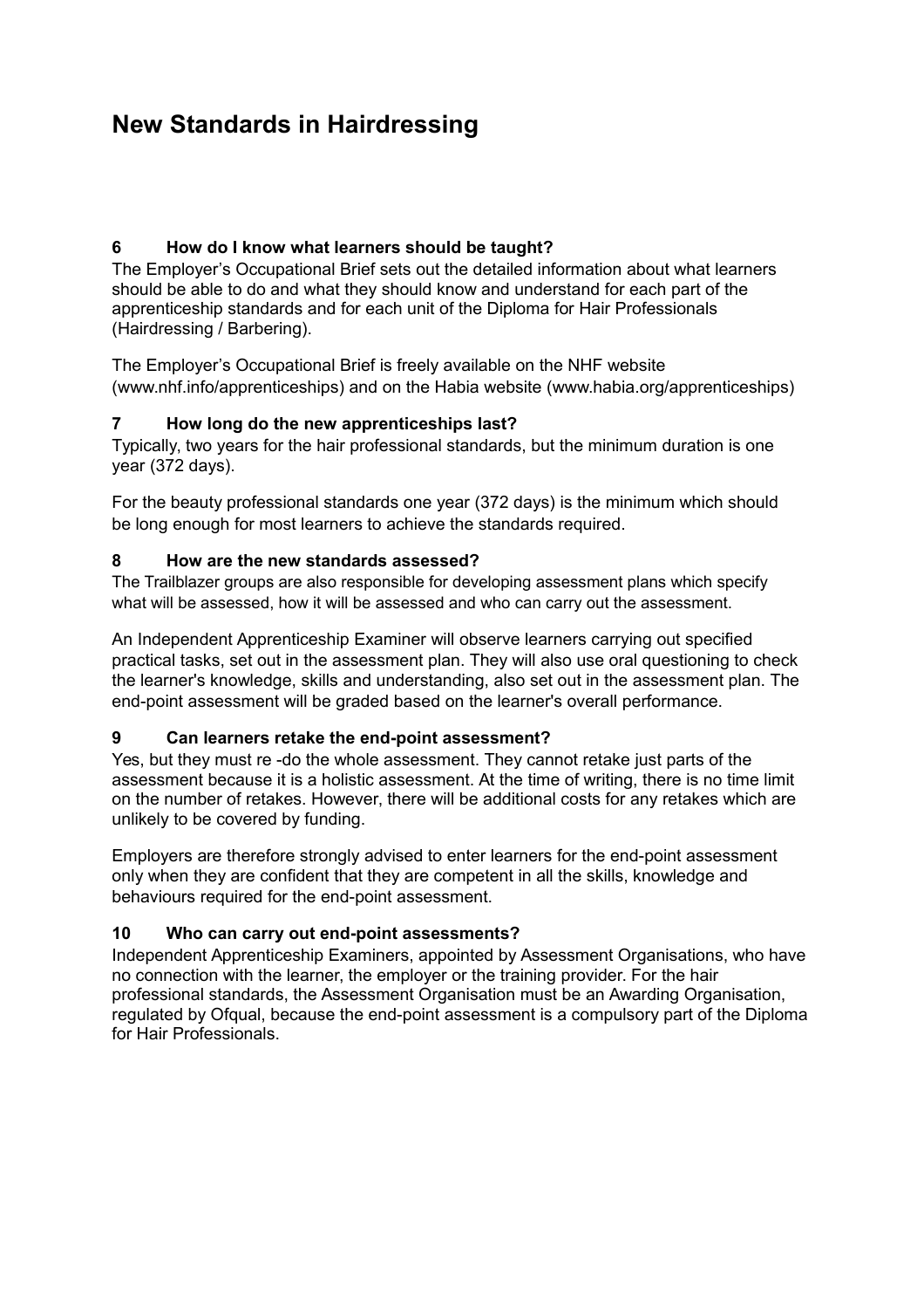# New Standards in Hairdressing

### 6 How do I know what learners should be taught?

The Employer's Occupational Brief sets out the detailed information about what learners should be able to do and what they should know and understand for each part of the apprenticeship standards and for each unit of the Diploma for Hair Professionals (Hairdressing / Barbering).

The Employer's Occupational Brief is freely available on the NHF website (www.nhf.info/apprenticeships) and on the Habia website (www.habia.org/apprenticeships)

### 7 How long do the new apprenticeships last?

Typically, two years for the hair professional standards, but the minimum duration is one year (372 days).

For the beauty professional standards one year (372 days) is the minimum which should be long enough for most learners to achieve the standards required.

### 8 How are the new standards assessed?

The Trailblazer groups are also responsible for developing assessment plans which specify what will be assessed, how it will be assessed and who can carry out the assessment.

An Independent Apprenticeship Examiner will observe learners carrying out specified practical tasks, set out in the assessment plan. They will also use oral questioning to check the learner's knowledge, skills and understanding, also set out in the assessment plan. The end-point assessment will be graded based on the learner's overall performance.

### 9 Can learners retake the end-point assessment?

Yes, but they must re -do the whole assessment. They cannot retake just parts of the assessment because it is a holistic assessment. At the time of writing, there is no time limit on the number of retakes. However, there will be additional costs for any retakes which are unlikely to be covered by funding.

Employers are therefore strongly advised to enter learners for the end-point assessment only when they are confident that they are competent in all the skills, knowledge and behaviours required for the end-point assessment.

### 10 Who can carry out end-point assessments?

Independent Apprenticeship Examiners, appointed by Assessment Organisations, who have no connection with the learner, the employer or the training provider. For the hair professional standards, the Assessment Organisation must be an Awarding Organisation, regulated by Ofqual, because the end-point assessment is a compulsory part of the Diploma for Hair Professionals.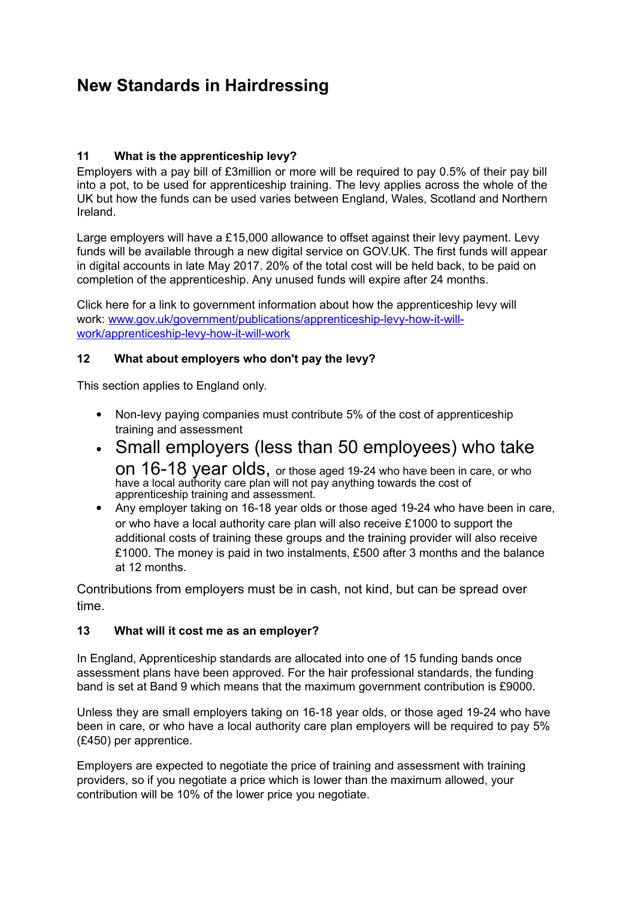# New Standards in Hairdressing

### 11 What is the apprenticeship levy?

Employers with a pay bill of £3million or more will be required to pay 0.5% of their pay bill into a pot, to be used for apprenticeship training. The levy applies across the whole of the UK but how the funds can be used varies between England, Wales, Scotland and Northern Ireland.

Large employers will have a £15,000 allowance to offset against their levy payment. Levy funds will be available through a new digital service on GOV.UK. The first funds will appear in digital accounts in late May 2017. 20% of the total cost will be held back, to be paid on completion of the apprenticeship. Any unused funds will expire after 24 months.

Click here for a link to government information about how the apprenticeship levy will work: [www.gov.uk/government/publications/apprenticeship-levy-how-it-will-work/apprenticeship-levy-how-it-will-work](www.gov.uk/government/publications/apprenticeship-levy-how-it-will-work/apprenticeship-levy-how-it-will-work)

### 12 What about employers who don't pay the levy?

This section applies to England only.

- Non-levy paying companies must contribute 5% of the cost of apprenticeship training and assessment
- Small employers (less than 50 employees) who take on 16-18 year olds, or those aged 19-24 who have been in care, or who have a local authority care plan will not pay anything towards the cost of apprenticeship training and assessment.
- Any employer taking on 16-18 year olds or those aged 19-24 who have been in care, or who have a local authority care plan will also receive £1000 to support the additional costs of training these groups and the training provider will also receive £1000. The money is paid in two instalments, £500 after 3 months and the balance at 12 months.

Contributions from employers must be in cash, not kind, but can be spread over time.

### 13 What will it cost me as an employer?

In England, Apprenticeship standards are allocated into one of 15 funding bands once assessment plans have been approved. For the hair professional standards, the funding band is set at Band 9 which means that the maximum government contribution is £9000.

Unless they are small employers taking on 16-18 year olds, or those aged 19-24 who have been in care, or who have a local authority care plan employers will be required to pay 5% (£450) per apprentice.

Employers are expected to negotiate the price of training and assessment with training providers, so if you negotiate a price which is lower than the maximum allowed, your contribution will be 10% of the lower price you negotiate.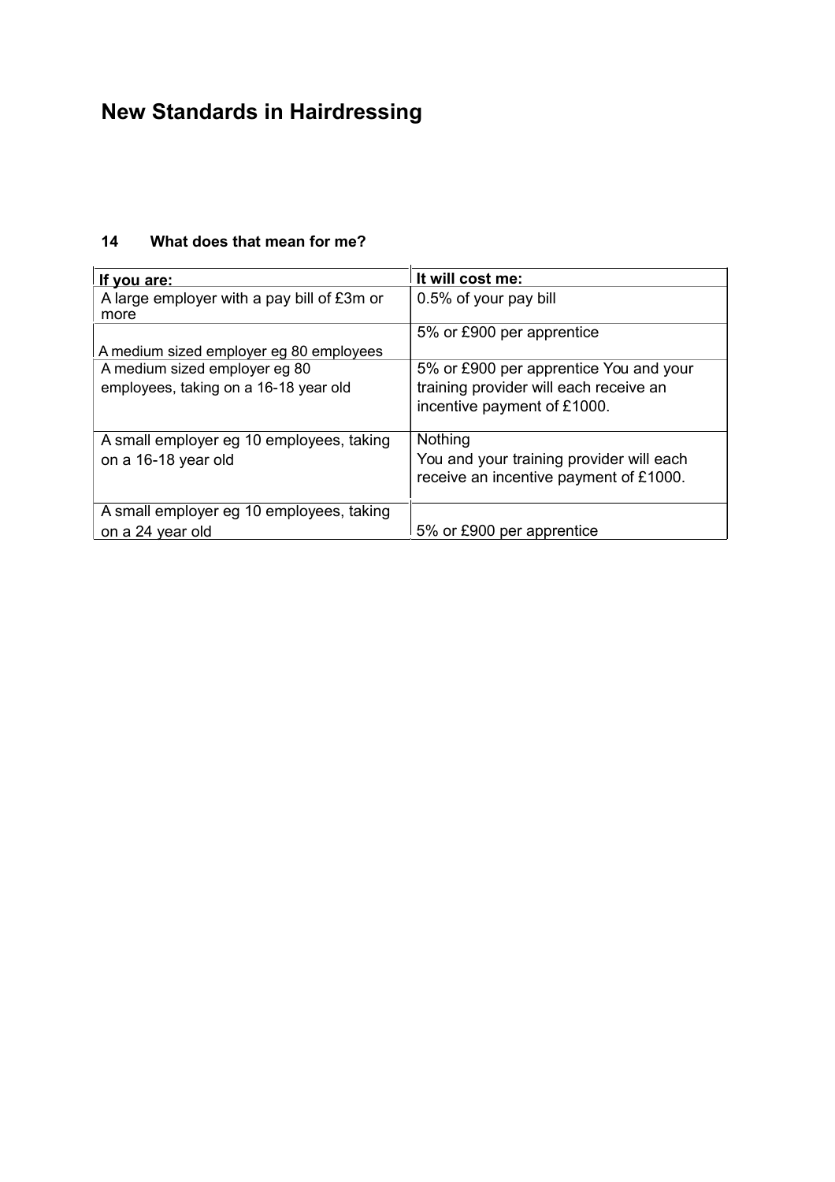# New Standards in Hairdressing

### 14 What does that mean for me?

| If you are: | It will cost me: |
|---|---|
| A large employer with a pay bill of £3m or more | 0.5% of your pay bill |
| A medium sized employer eg 80 employees | 5% or £900 per apprentice |
| A medium sized employer eg 80 employees, taking on a 16-18 year old | 5% or £900 per apprentice You and your training provider will each receive an incentive payment of £1000. |
| A small employer eg 10 employees, taking on a 16-18 year old | Nothing<br>You and your training provider will each receive an incentive payment of £1000. |
| A small employer eg 10 employees, taking on a 24 year old | 5% or £900 per apprentice |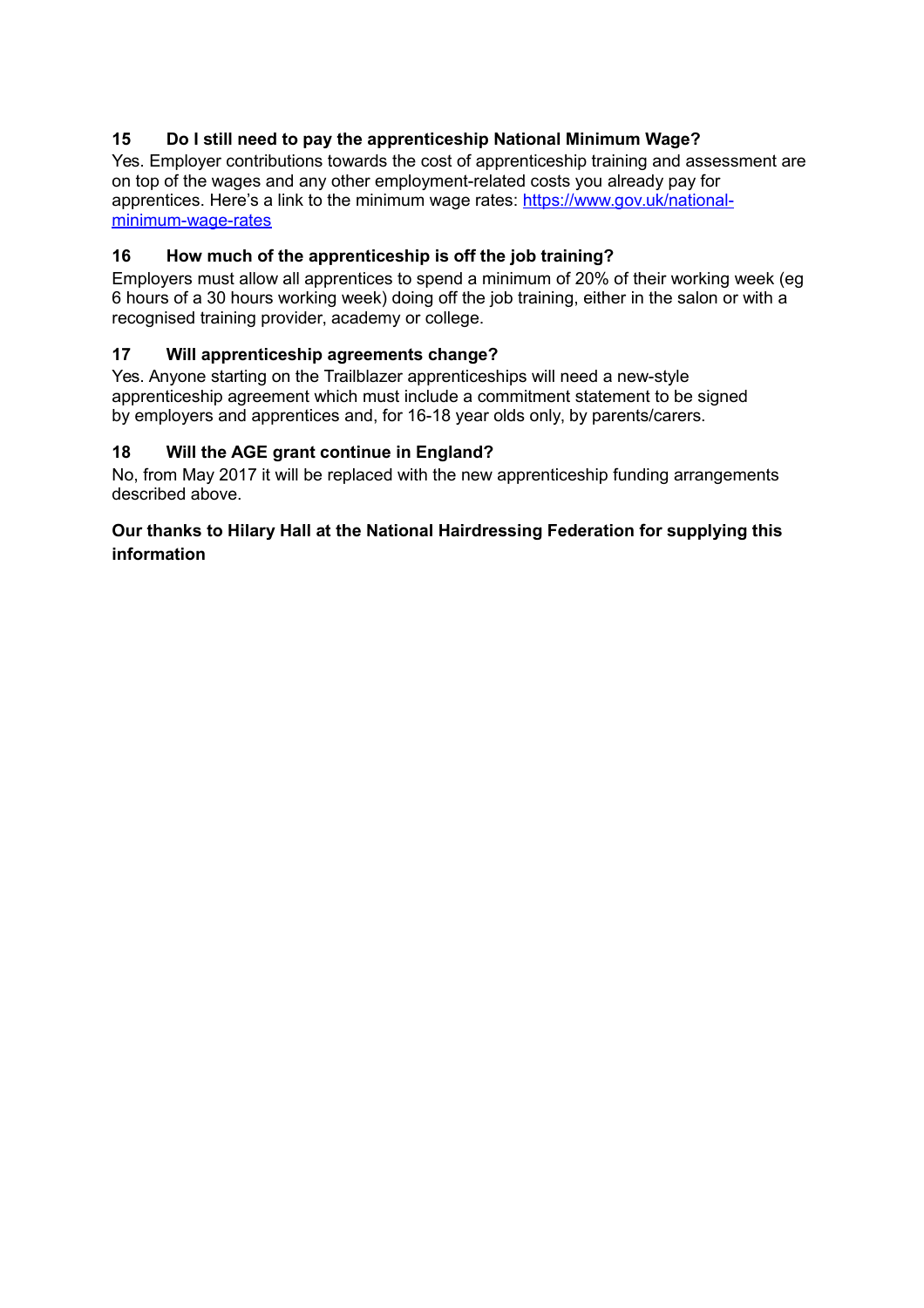### 15 Do I still need to pay the apprenticeship National Minimum Wage?

Yes. Employer contributions towards the cost of apprenticeship training and assessment are on top of the wages and any other employment-related costs you already pay for apprentices. Here's a link to the minimum wage rates: [https://www.gov.uk/national-minimum-wage-rates](https://www.gov.uk/national-minimum-wage-rates)

### 16 How much of the apprenticeship is off the job training?

Employers must allow all apprentices to spend a minimum of 20% of their working week (eg 6 hours of a 30 hours working week) doing off the job training, either in the salon or with a recognised training provider, academy or college.

### 17 Will apprenticeship agreements change?

Yes. Anyone starting on the Trailblazer apprenticeships will need a new-style apprenticeship agreement which must include a commitment statement to be signed by employers and apprentices and, for 16-18 year olds only, by parents/carers.

### 18 Will the AGE grant continue in England?

No, from May 2017 it will be replaced with the new apprenticeship funding arrangements described above.

**Our thanks to Hilary Hall at the National Hairdressing Federation for supplying this information**